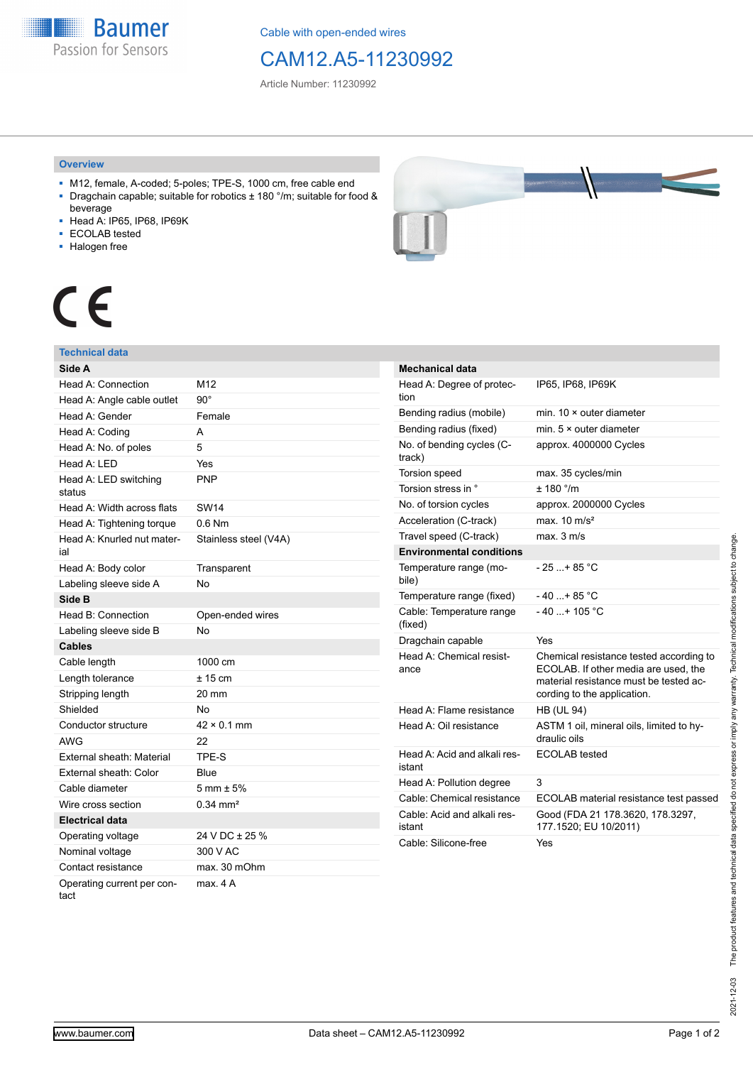Baumer
Passion for Sensors

Cable with open-ended wires

# CAM12.A5-11230992

Article Number: 11230992

## Overview

- M12, female, A-coded; 5-poles; TPE-S, 1000 cm, free cable end
- Dragchain capable; suitable for robotics ± 180 °/m; suitable for food & beverage
- Head A: IP65, IP68, IP69K
- ECOLAB tested
- Halogen free

CE

## Technical data

| **Side A** | |
|---|---|
| Head A: Connection | M12 |
| Head A: Angle cable outlet | 90° |
| Head A: Gender | Female |
| Head A: Coding | A |
| Head A: No. of poles | 5 |
| Head A: LED | Yes |
| Head A: LED switching status | PNP |
| Head A: Width across flats | SW14 |
| Head A: Tightening torque | 0.6 Nm |
| Head A: Knurled nut material | Stainless steel (V4A) |
| Head A: Body color | Transparent |
| Labeling sleeve side A | No |
| **Side B** | |
| Head B: Connection | Open-ended wires |
| Labeling sleeve side B | No |
| **Cables** | |
| Cable length | 1000 cm |
| Length tolerance | ± 15 cm |
| Stripping length | 20 mm |
| Shielded | No |
| Conductor structure | 42 × 0.1 mm |
| AWG | 22 |
| External sheath: Material | TPE-S |
| External sheath: Color | Blue |
| Cable diameter | 5 mm ± 5% |
| Wire cross section | 0.34 mm² |
| **Electrical data** | |
| Operating voltage | 24 V DC ± 25 % |
| Nominal voltage | 300 V AC |
| Contact resistance | max. 30 mOhm |
| Operating current per contact | max. 4 A |

| **Mechanical data** | |
|---|---|
| Head A: Degree of protection | IP65, IP68, IP69K |
| Bending radius (mobile) | min. 10 × outer diameter |
| Bending radius (fixed) | min. 5 × outer diameter |
| No. of bending cycles (C-track) | approx. 4000000 Cycles |
| Torsion speed | max. 35 cycles/min |
| Torsion stress in ° | ± 180 °/m |
| No. of torsion cycles | approx. 2000000 Cycles |
| Acceleration (C-track) | max. 10 m/s² |
| Travel speed (C-track) | max. 3 m/s |
| **Environmental conditions** | |
| Temperature range (mobile) | - 25 ...+ 85 °C |
| Temperature range (fixed) | - 40 ...+ 85 °C |
| Cable: Temperature range (fixed) | - 40 ...+ 105 °C |
| Dragchain capable | Yes |
| Head A: Chemical resistance | Chemical resistance tested according to ECOLAB. If other media are used, the material resistance must be tested according to the application. |
| Head A: Flame resistance | HB (UL 94) |
| Head A: Oil resistance | ASTM 1 oil, mineral oils, limited to hydraulic oils |
| Head A: Acid and alkali resistant | ECOLAB tested |
| Head A: Pollution degree | 3 |
| Cable: Chemical resistance | ECOLAB material resistance test passed |
| Cable: Acid and alkali resistant | Good (FDA 21 178.3620, 178.3297, 177.1520; EU 10/2011) |
| Cable: Silicone-free | Yes |

2021-12-03 The product features and technical data specified do not express or imply any warranty. Technical modifications subject to change.

www.baumer.com Data sheet – CAM12.A5-11230992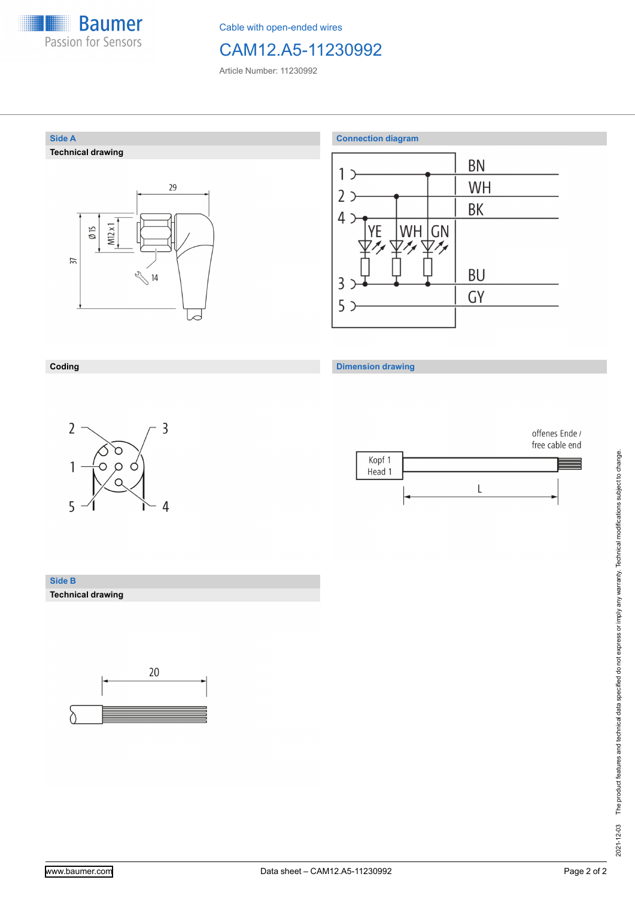Cable with open-ended wires

# CAM12.A5-11230992

Article Number: 11230992

## Side A

### Technical drawing

29

Ø 15

M12 x 1

37

14

## Connection diagram

1
2
4
3
5

BN
WH
BK
BU
GY

YE
WH
GN

### Coding

2
3
1
5
4

## Dimension drawing

offenes Ende / free cable end

Kopf 1
Head 1

L

## Side B

### Technical drawing

20

The product features and technical data specified do not express or imply any warranty. Technical modifications subject to change.

2021-12-03

www.baumer.com

Data sheet – CAM12.A5-11230992